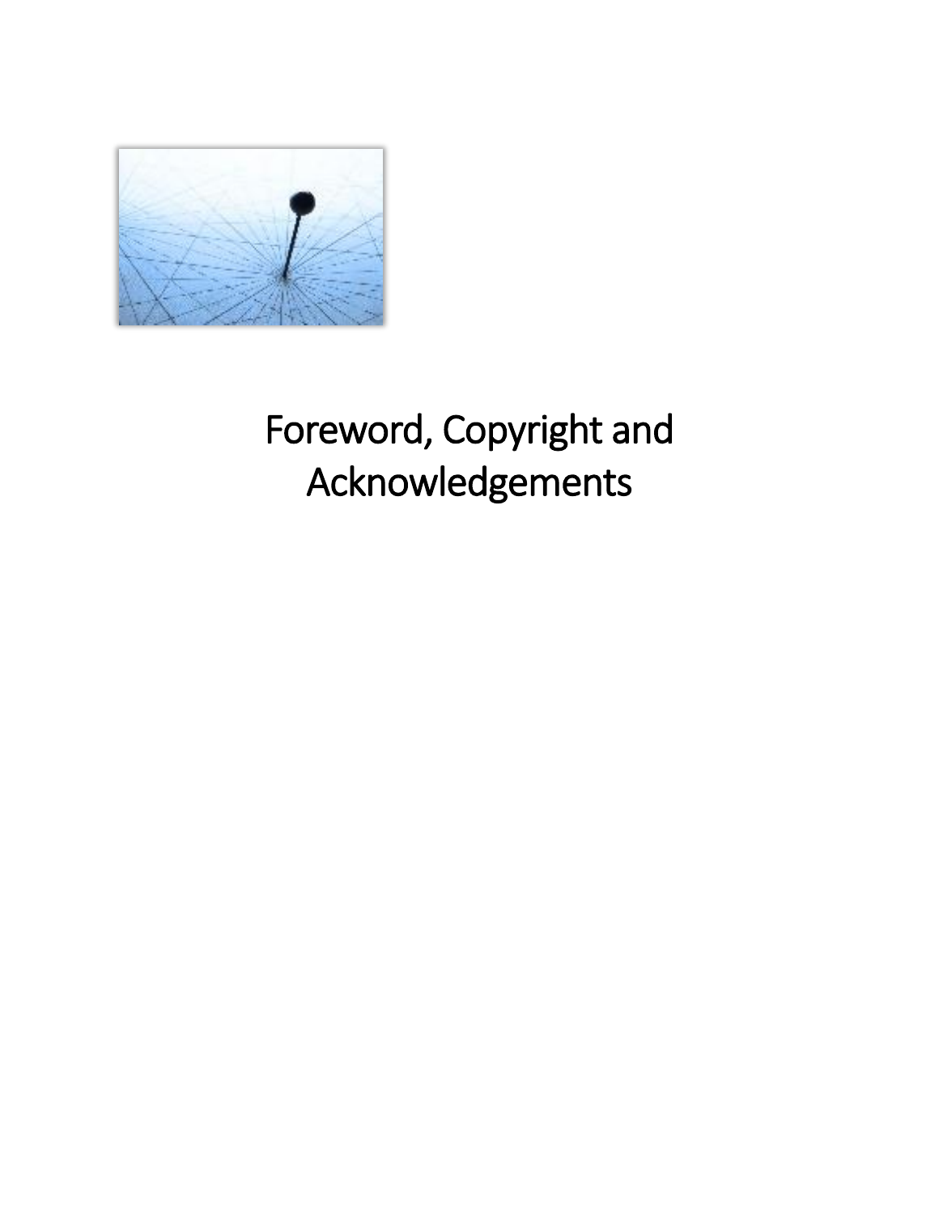# Foreword, Copyright and Acknowledgements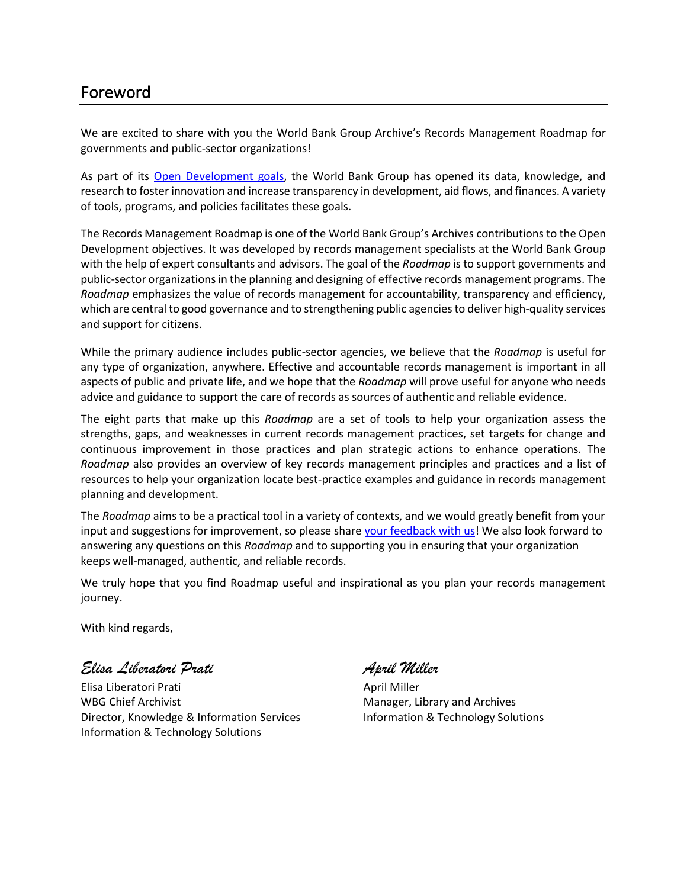# Foreword

We are excited to share with you the World Bank Group Archive's Records Management Roadmap for governments and public-sector organizations!

As part of its [Open Development goals](), the World Bank Group has opened its data, knowledge, and research to foster innovation and increase transparency in development, aid flows, and finances. A variety of tools, programs, and policies facilitates these goals.

The Records Management Roadmap is one of the World Bank Group's Archives contributions to the Open Development objectives. It was developed by records management specialists at the World Bank Group with the help of expert consultants and advisors. The goal of the *Roadmap* is to support governments and public-sector organizations in the planning and designing of effective records management programs. The *Roadmap* emphasizes the value of records management for accountability, transparency and efficiency, which are central to good governance and to strengthening public agencies to deliver high-quality services and support for citizens.

While the primary audience includes public-sector agencies, we believe that the *Roadmap* is useful for any type of organization, anywhere. Effective and accountable records management is important in all aspects of public and private life, and we hope that the *Roadmap* will prove useful for anyone who needs advice and guidance to support the care of records as sources of authentic and reliable evidence.

The eight parts that make up this *Roadmap* are a set of tools to help your organization assess the strengths, gaps, and weaknesses in current records management practices, set targets for change and continuous improvement in those practices and plan strategic actions to enhance operations. The *Roadmap* also provides an overview of key records management principles and practices and a list of resources to help your organization locate best-practice examples and guidance in records management planning and development.

The *Roadmap* aims to be a practical tool in a variety of contexts, and we would greatly benefit from your input and suggestions for improvement, so please share [your feedback with us]()! We also look forward to answering any questions on this *Roadmap* and to supporting you in ensuring that your organization keeps well-managed, authentic, and reliable records.

We truly hope that you find Roadmap useful and inspirational as you plan your records management journey.

With kind regards,

*Elisa Liberatori Prati*

Elisa Liberatori Prati
WBG Chief Archivist
Director, Knowledge & Information Services
Information & Technology Solutions

*April Miller*

April Miller
Manager, Library and Archives
Information & Technology Solutions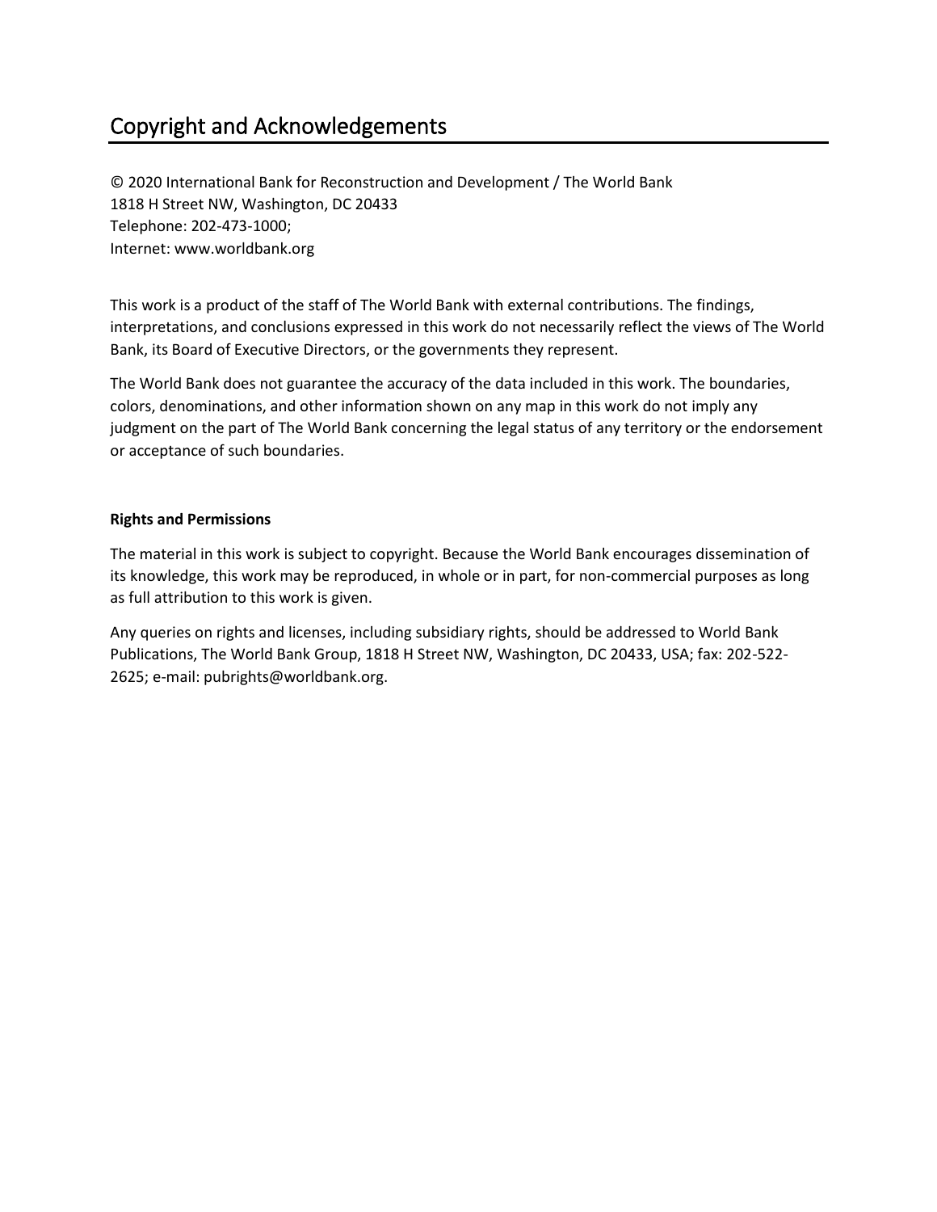# Copyright and Acknowledgements

© 2020 International Bank for Reconstruction and Development / The World Bank
1818 H Street NW, Washington, DC 20433
Telephone: 202-473-1000;
Internet: www.worldbank.org

This work is a product of the staff of The World Bank with external contributions. The findings, interpretations, and conclusions expressed in this work do not necessarily reflect the views of The World Bank, its Board of Executive Directors, or the governments they represent.

The World Bank does not guarantee the accuracy of the data included in this work. The boundaries, colors, denominations, and other information shown on any map in this work do not imply any judgment on the part of The World Bank concerning the legal status of any territory or the endorsement or acceptance of such boundaries.

**Rights and Permissions**

The material in this work is subject to copyright. Because the World Bank encourages dissemination of its knowledge, this work may be reproduced, in whole or in part, for non-commercial purposes as long as full attribution to this work is given.

Any queries on rights and licenses, including subsidiary rights, should be addressed to World Bank Publications, The World Bank Group, 1818 H Street NW, Washington, DC 20433, USA; fax: 202-522-2625; e-mail: pubrights@worldbank.org.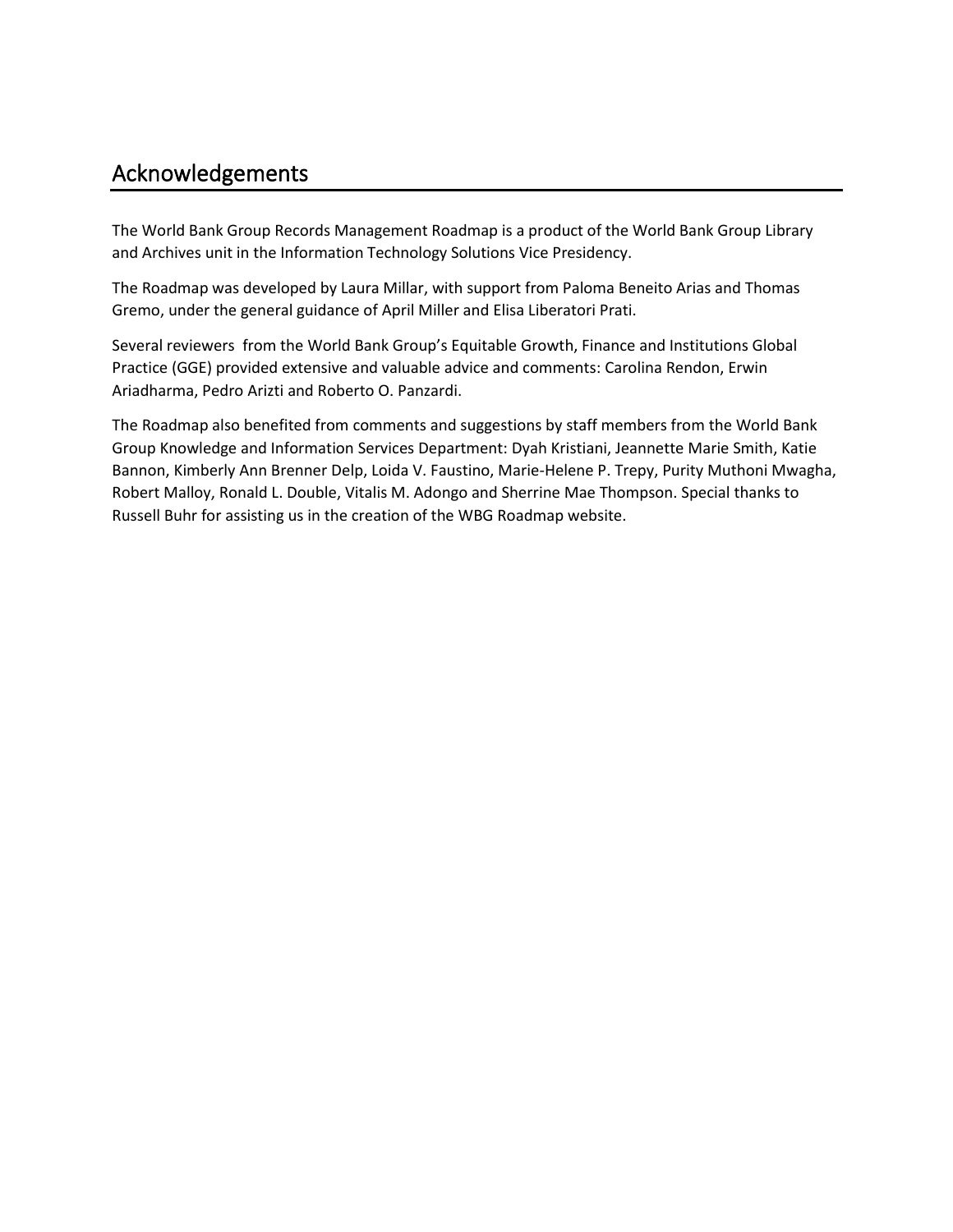## Acknowledgements

The World Bank Group Records Management Roadmap is a product of the World Bank Group Library and Archives unit in the Information Technology Solutions Vice Presidency.

The Roadmap was developed by Laura Millar, with support from Paloma Beneito Arias and Thomas Gremo, under the general guidance of April Miller and Elisa Liberatori Prati.

Several reviewers from the World Bank Group's Equitable Growth, Finance and Institutions Global Practice (GGE) provided extensive and valuable advice and comments: Carolina Rendon, Erwin Ariadharma, Pedro Arizti and Roberto O. Panzardi.

The Roadmap also benefited from comments and suggestions by staff members from the World Bank Group Knowledge and Information Services Department: Dyah Kristiani, Jeannette Marie Smith, Katie Bannon, Kimberly Ann Brenner Delp, Loida V. Faustino, Marie-Helene P. Trepy, Purity Muthoni Mwagha, Robert Malloy, Ronald L. Double, Vitalis M. Adongo and Sherrine Mae Thompson. Special thanks to Russell Buhr for assisting us in the creation of the WBG Roadmap website.